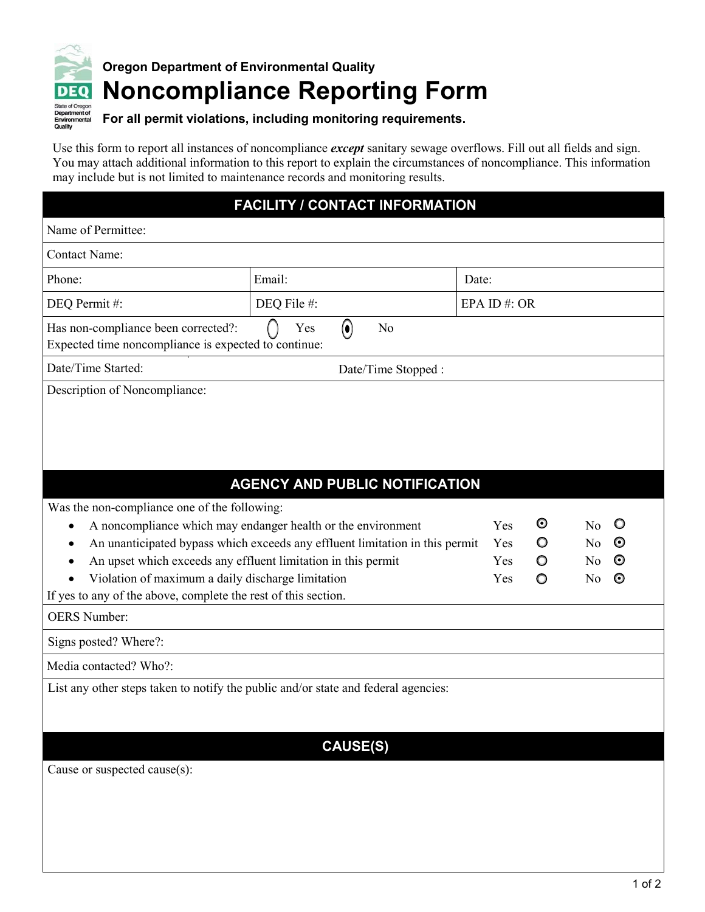Oregon Department of Environmental Quality

# Noncompliance Reporting Form

**For all permit violations, including monitoring requirements.**

Use this form to report all instances of noncompliance ***except*** sanitary sewage overflows. Fill out all fields and sign. You may attach additional information to this report to explain the circumstances of noncompliance. This information may include but is not limited to maintenance records and monitoring results.

## FACILITY / CONTACT INFORMATION

Name of Permittee:

Contact Name:

| Phone: | Email: | Date: |
|---|---|---|
| DEQ Permit #: | DEQ File #: | EPA ID #: OR |

Has non-compliance been corrected?: ( ) Yes (•) No

Expected time noncompliance is expected to continue:

Date/Time Started: Date/Time Stopped :

Description of Noncompliance:

## AGENCY AND PUBLIC NOTIFICATION

Was the non-compliance one of the following:

| | Yes | | No | |
|---|---|---|---|---|
| • A noncompliance which may endanger health or the environment | Yes | (•) | No | ( ) |
| • An unanticipated bypass which exceeds any effluent limitation in this permit | Yes | ( ) | No | (•) |
| • An upset which exceeds any effluent limitation in this permit | Yes | ( ) | No | (•) |
| • Violation of maximum a daily discharge limitation | Yes | ( ) | No | (•) |

If yes to any of the above, complete the rest of this section.

OERS Number:

Signs posted? Where?:

Media contacted? Who?:

List any other steps taken to notify the public and/or state and federal agencies:

## CAUSE(S)

Cause or suspected cause(s):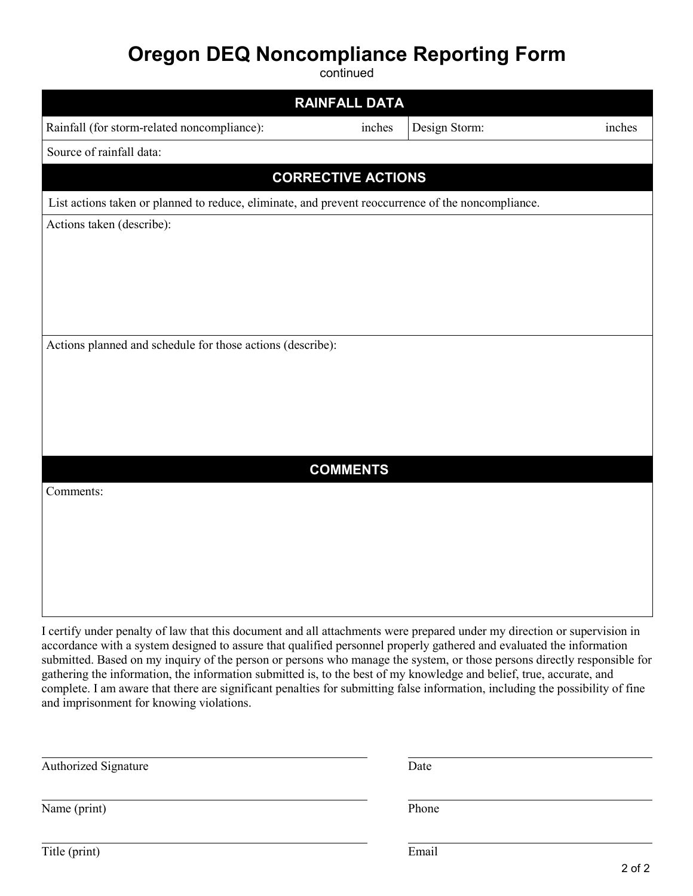# Oregon DEQ Noncompliance Reporting Form

continued

## RAINFALL DATA

| | |
|---|---|
| Rainfall (for storm-related noncompliance): inches | Design Storm: inches |
| Source of rainfall data: | |

## CORRECTIVE ACTIONS

List actions taken or planned to reduce, eliminate, and prevent reoccurrence of the noncompliance.

Actions taken (describe):

Actions planned and schedule for those actions (describe):

## COMMENTS

Comments:

I certify under penalty of law that this document and all attachments were prepared under my direction or supervision in accordance with a system designed to assure that qualified personnel properly gathered and evaluated the information submitted. Based on my inquiry of the person or persons who manage the system, or those persons directly responsible for gathering the information, the information submitted is, to the best of my knowledge and belief, true, accurate, and complete. I am aware that there are significant penalties for submitting false information, including the possibility of fine and imprisonment for knowing violations.

| | |
|---|---|
| Authorized Signature | Date |
| Name (print) | Phone |
| Title (print) | Email |